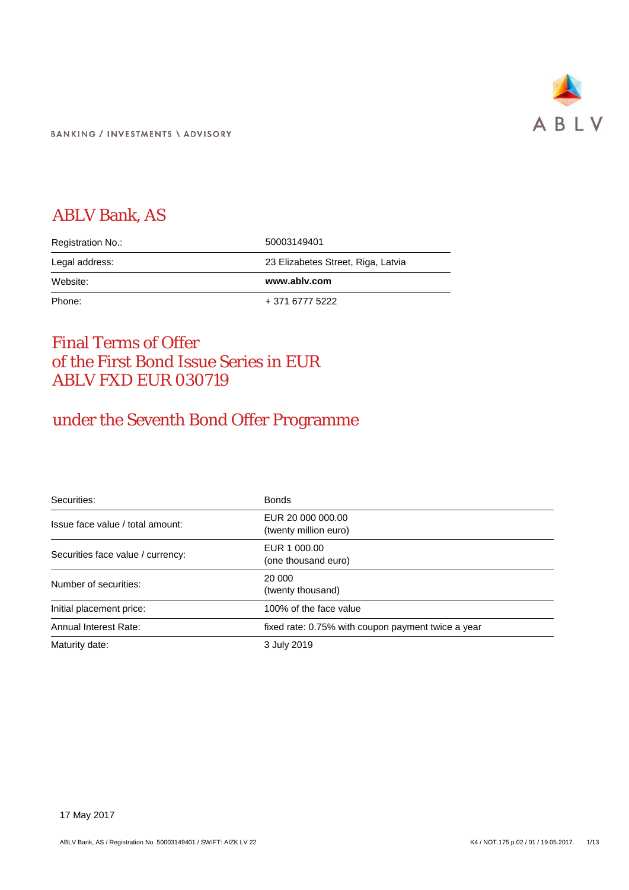BANKING / INVESTMENTS \ ADVISORY

ABLV

# ABLV Bank, AS

| | |
|---|---|
| Registration No.: | 50003149401 |
| Legal address: | 23 Elizabetes Street, Riga, Latvia |
| Website: | **www.ablv.com** |
| Phone: | + 371 6777 5222 |

# Final Terms of Offer of the First Bond Issue Series in EUR ABLV FXD EUR 030719

## under the Seventh Bond Offer Programme

| | |
|---|---|
| Securities: | Bonds |
| Issue face value / total amount: | EUR 20 000 000.00 (twenty million euro) |
| Securities face value / currency: | EUR 1 000.00 (one thousand euro) |
| Number of securities: | 20 000 (twenty thousand) |
| Initial placement price: | 100% of the face value |
| Annual Interest Rate: | fixed rate: 0.75% with coupon payment twice a year |
| Maturity date: | 3 July 2019 |

17 May 2017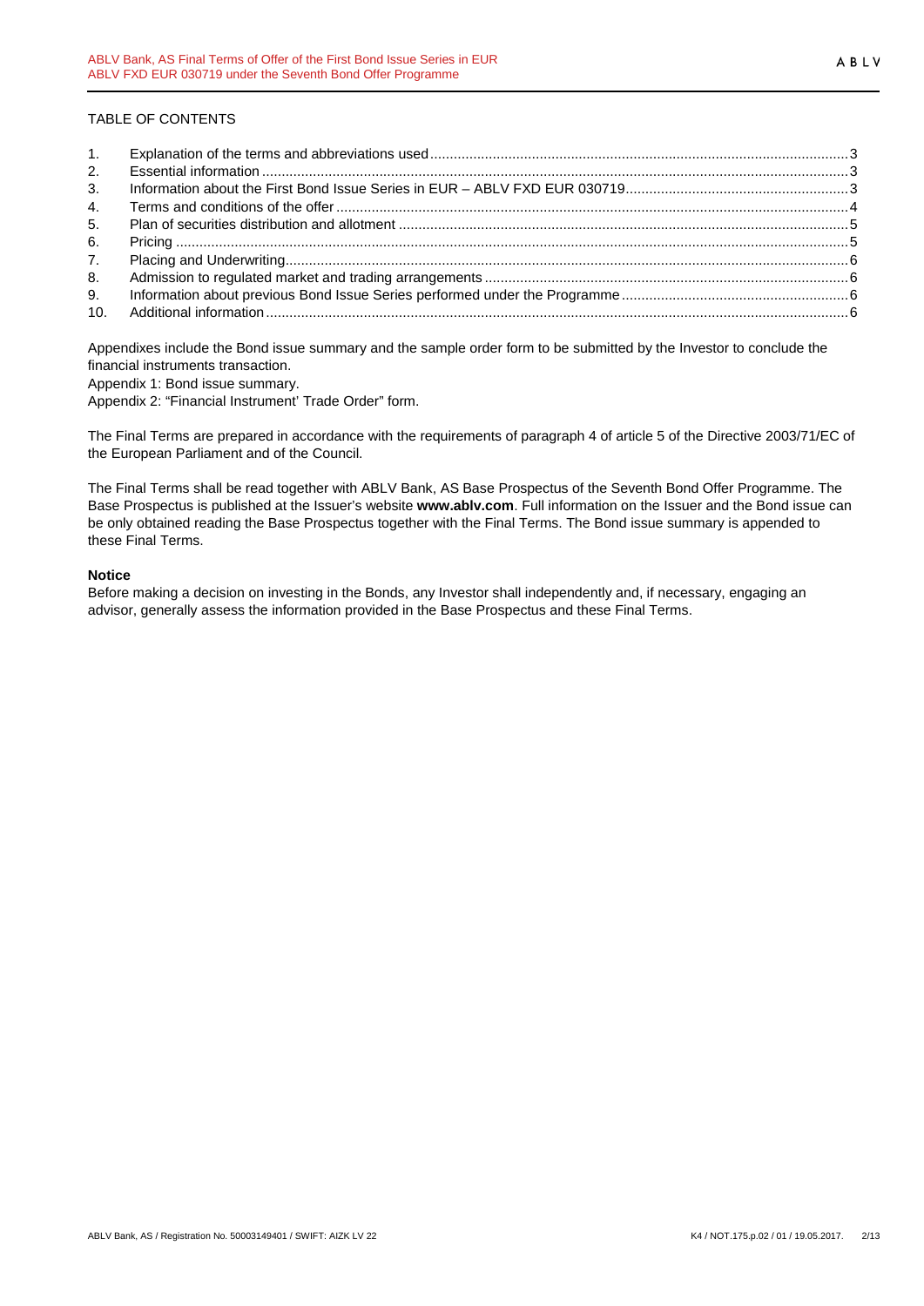TABLE OF CONTENTS

1. Explanation of the terms and abbreviations used ... 3
2. Essential information ... 3
3. Information about the First Bond Issue Series in EUR – ABLV FXD EUR 030719 ... 3
4. Terms and conditions of the offer ... 4
5. Plan of securities distribution and allotment ... 5
6. Pricing ... 5
7. Placing and Underwriting ... 6
8. Admission to regulated market and trading arrangements ... 6
9. Information about previous Bond Issue Series performed under the Programme ... 6
10. Additional information ... 6

Appendixes include the Bond issue summary and the sample order form to be submitted by the Investor to conclude the financial instruments transaction.

Appendix 1: Bond issue summary.

Appendix 2: "Financial Instrument' Trade Order" form.

The Final Terms are prepared in accordance with the requirements of paragraph 4 of article 5 of the Directive 2003/71/EC of the European Parliament and of the Council.

The Final Terms shall be read together with ABLV Bank, AS Base Prospectus of the Seventh Bond Offer Programme. The Base Prospectus is published at the Issuer's website **www.ablv.com**. Full information on the Issuer and the Bond issue can be only obtained reading the Base Prospectus together with the Final Terms. The Bond issue summary is appended to these Final Terms.

**Notice**

Before making a decision on investing in the Bonds, any Investor shall independently and, if necessary, engaging an advisor, generally assess the information provided in the Base Prospectus and these Final Terms.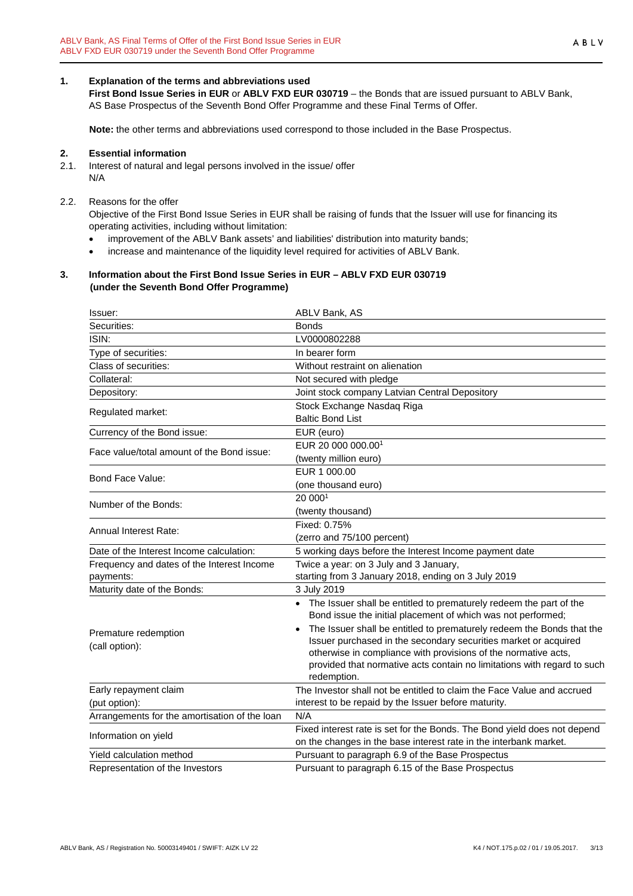## 1. Explanation of the terms and abbreviations used

**First Bond Issue Series in EUR** or **ABLV FXD EUR 030719** – the Bonds that are issued pursuant to ABLV Bank, AS Base Prospectus of the Seventh Bond Offer Programme and these Final Terms of Offer.

**Note:** the other terms and abbreviations used correspond to those included in the Base Prospectus.

## 2. Essential information

2.1. Interest of natural and legal persons involved in the issue/ offer

N/A

2.2. Reasons for the offer

Objective of the First Bond Issue Series in EUR shall be raising of funds that the Issuer will use for financing its operating activities, including without limitation:

- improvement of the ABLV Bank assets' and liabilities' distribution into maturity bands;
- increase and maintenance of the liquidity level required for activities of ABLV Bank.

## 3. Information about the First Bond Issue Series in EUR – ABLV FXD EUR 030719 (under the Seventh Bond Offer Programme)

| | |
|---|---|
| Issuer: | ABLV Bank, AS |
| Securities: | Bonds |
| ISIN: | LV0000802288 |
| Type of securities: | In bearer form |
| Class of securities: | Without restraint on alienation |
| Collateral: | Not secured with pledge |
| Depository: | Joint stock company Latvian Central Depository |
| Regulated market: | Stock Exchange Nasdaq Riga<br>Baltic Bond List |
| Currency of the Bond issue: | EUR (euro) |
| Face value/total amount of the Bond issue: | EUR 20 000 000.00[1]<br>(twenty million euro) |
| Bond Face Value: | EUR 1 000.00<br>(one thousand euro) |
| Number of the Bonds: | 20 000[1]<br>(twenty thousand) |
| Annual Interest Rate: | Fixed: 0.75%<br>(zerro and 75/100 percent) |
| Date of the Interest Income calculation: | 5 working days before the Interest Income payment date |
| Frequency and dates of the Interest Income payments: | Twice a year: on 3 July and 3 January,<br>starting from 3 January 2018, ending on 3 July 2019 |
| Maturity date of the Bonds: | 3 July 2019 |
| Premature redemption<br>(call option): | • The Issuer shall be entitled to prematurely redeem the part of the Bond issue the initial placement of which was not performed;<br>• The Issuer shall be entitled to prematurely redeem the Bonds that the Issuer purchased in the secondary securities market or acquired otherwise in compliance with provisions of the normative acts, provided that normative acts contain no limitations with regard to such redemption. |
| Early repayment claim<br>(put option): | The Investor shall not be entitled to claim the Face Value and accrued interest to be repaid by the Issuer before maturity. |
| Arrangements for the amortisation of the loan | N/A |
| Information on yield | Fixed interest rate is set for the Bonds. The Bond yield does not depend on the changes in the base interest rate in the interbank market. |
| Yield calculation method | Pursuant to paragraph 6.9 of the Base Prospectus |
| Representation of the Investors | Pursuant to paragraph 6.15 of the Base Prospectus |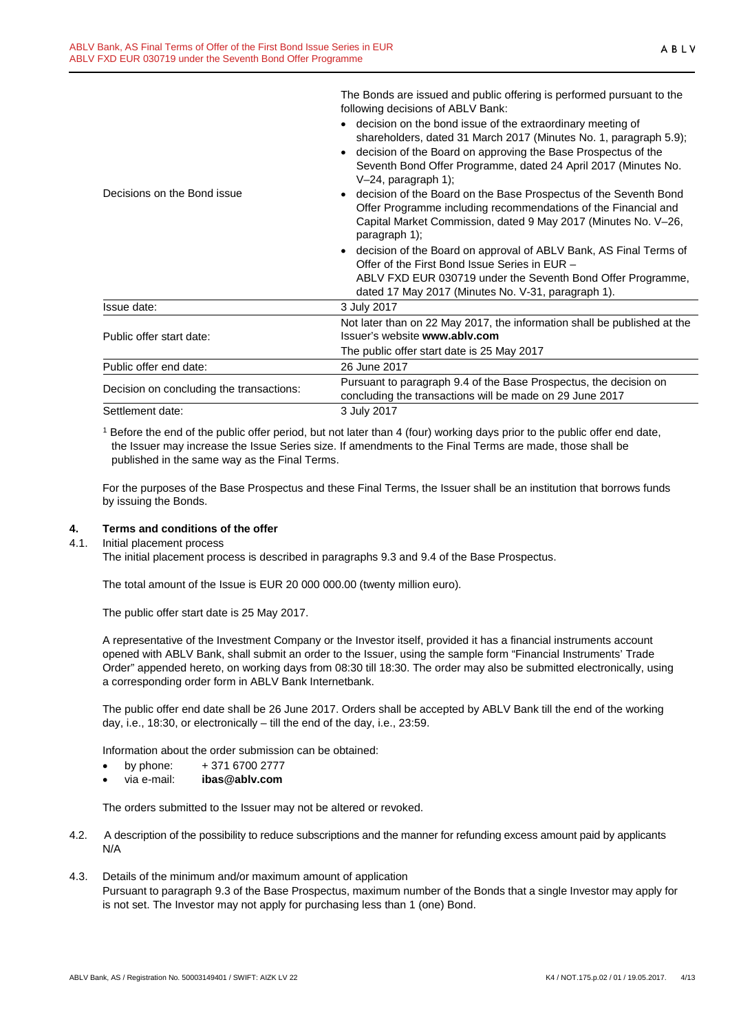| | |
|---|---|
| Decisions on the Bond issue | The Bonds are issued and public offering is performed pursuant to the following decisions of ABLV Bank:<br>• decision on the bond issue of the extraordinary meeting of shareholders, dated 31 March 2017 (Minutes No. 1, paragraph 5.9);<br>• decision of the Board on approving the Base Prospectus of the Seventh Bond Offer Programme, dated 24 April 2017 (Minutes No. V–24, paragraph 1);<br>• decision of the Board on the Base Prospectus of the Seventh Bond Offer Programme including recommendations of the Financial and Capital Market Commission, dated 9 May 2017 (Minutes No. V–26, paragraph 1);<br>• decision of the Board on approval of ABLV Bank, AS Final Terms of Offer of the First Bond Issue Series in EUR – ABLV FXD EUR 030719 under the Seventh Bond Offer Programme, dated 17 May 2017 (Minutes No. V-31, paragraph 1). |
| Issue date: | 3 July 2017 |
| Public offer start date: | Not later than on 22 May 2017, the information shall be published at the Issuer's website **www.ablv.com**<br>The public offer start date is 25 May 2017 |
| Public offer end date: | 26 June 2017 |
| Decision on concluding the transactions: | Pursuant to paragraph 9.4 of the Base Prospectus, the decision on concluding the transactions will be made on 29 June 2017 |
| Settlement date: | 3 July 2017 |

[1] Before the end of the public offer period, but not later than 4 (four) working days prior to the public offer end date, the Issuer may increase the Issue Series size. If amendments to the Final Terms are made, those shall be published in the same way as the Final Terms.

For the purposes of the Base Prospectus and these Final Terms, the Issuer shall be an institution that borrows funds by issuing the Bonds.

## 4. Terms and conditions of the offer

4.1. Initial placement process

The initial placement process is described in paragraphs 9.3 and 9.4 of the Base Prospectus.

The total amount of the Issue is EUR 20 000 000.00 (twenty million euro).

The public offer start date is 25 May 2017.

A representative of the Investment Company or the Investor itself, provided it has a financial instruments account opened with ABLV Bank, shall submit an order to the Issuer, using the sample form "Financial Instruments' Trade Order" appended hereto, on working days from 08:30 till 18:30. The order may also be submitted electronically, using a corresponding order form in ABLV Bank Internetbank.

The public offer end date shall be 26 June 2017. Orders shall be accepted by ABLV Bank till the end of the working day, i.e., 18:30, or electronically – till the end of the day, i.e., 23:59.

Information about the order submission can be obtained:

- by phone: + 371 6700 2777
- via e-mail: **ibas@ablv.com**

The orders submitted to the Issuer may not be altered or revoked.

4.2. A description of the possibility to reduce subscriptions and the manner for refunding excess amount paid by applicants

N/A

4.3. Details of the minimum and/or maximum amount of application

Pursuant to paragraph 9.3 of the Base Prospectus, maximum number of the Bonds that a single Investor may apply for is not set. The Investor may not apply for purchasing less than 1 (one) Bond.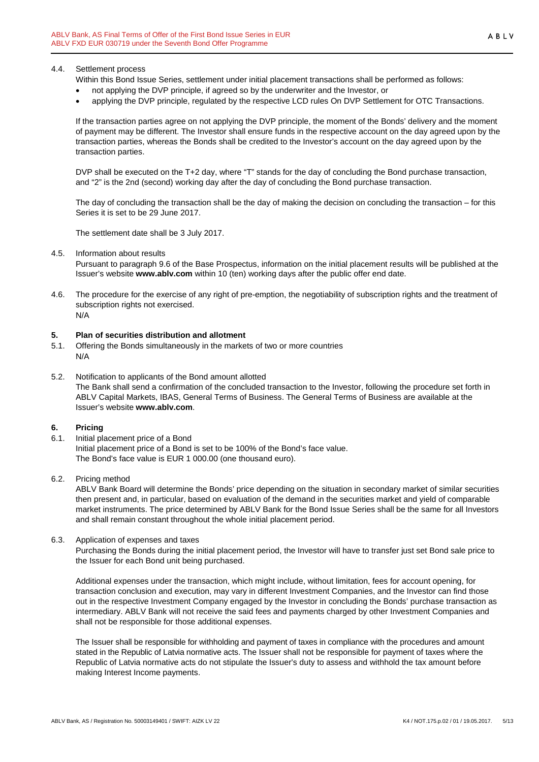4.4. Settlement process

Within this Bond Issue Series, settlement under initial placement transactions shall be performed as follows:

- not applying the DVP principle, if agreed so by the underwriter and the Investor, or
- applying the DVP principle, regulated by the respective LCD rules On DVP Settlement for OTC Transactions.

If the transaction parties agree on not applying the DVP principle, the moment of the Bonds' delivery and the moment of payment may be different. The Investor shall ensure funds in the respective account on the day agreed upon by the transaction parties, whereas the Bonds shall be credited to the Investor's account on the day agreed upon by the transaction parties.

DVP shall be executed on the T+2 day, where "T" stands for the day of concluding the Bond purchase transaction, and "2" is the 2nd (second) working day after the day of concluding the Bond purchase transaction.

The day of concluding the transaction shall be the day of making the decision on concluding the transaction – for this Series it is set to be 29 June 2017.

The settlement date shall be 3 July 2017.

4.5. Information about results

Pursuant to paragraph 9.6 of the Base Prospectus, information on the initial placement results will be published at the Issuer's website **www.ablv.com** within 10 (ten) working days after the public offer end date.

4.6. The procedure for the exercise of any right of pre-emption, the negotiability of subscription rights and the treatment of subscription rights not exercised.

N/A

## 5. Plan of securities distribution and allotment

5.1. Offering the Bonds simultaneously in the markets of two or more countries

N/A

5.2. Notification to applicants of the Bond amount allotted

The Bank shall send a confirmation of the concluded transaction to the Investor, following the procedure set forth in ABLV Capital Markets, IBAS, General Terms of Business. The General Terms of Business are available at the Issuer's website **www.ablv.com**.

## 6. Pricing

6.1. Initial placement price of a Bond

Initial placement price of a Bond is set to be 100% of the Bond's face value.
The Bond's face value is EUR 1 000.00 (one thousand euro).

6.2. Pricing method

ABLV Bank Board will determine the Bonds' price depending on the situation in secondary market of similar securities then present and, in particular, based on evaluation of the demand in the securities market and yield of comparable market instruments. The price determined by ABLV Bank for the Bond Issue Series shall be the same for all Investors and shall remain constant throughout the whole initial placement period.

6.3. Application of expenses and taxes

Purchasing the Bonds during the initial placement period, the Investor will have to transfer just set Bond sale price to the Issuer for each Bond unit being purchased.

Additional expenses under the transaction, which might include, without limitation, fees for account opening, for transaction conclusion and execution, may vary in different Investment Companies, and the Investor can find those out in the respective Investment Company engaged by the Investor in concluding the Bonds' purchase transaction as intermediary. ABLV Bank will not receive the said fees and payments charged by other Investment Companies and shall not be responsible for those additional expenses.

The Issuer shall be responsible for withholding and payment of taxes in compliance with the procedures and amount stated in the Republic of Latvia normative acts. The Issuer shall not be responsible for payment of taxes where the Republic of Latvia normative acts do not stipulate the Issuer's duty to assess and withhold the tax amount before making Interest Income payments.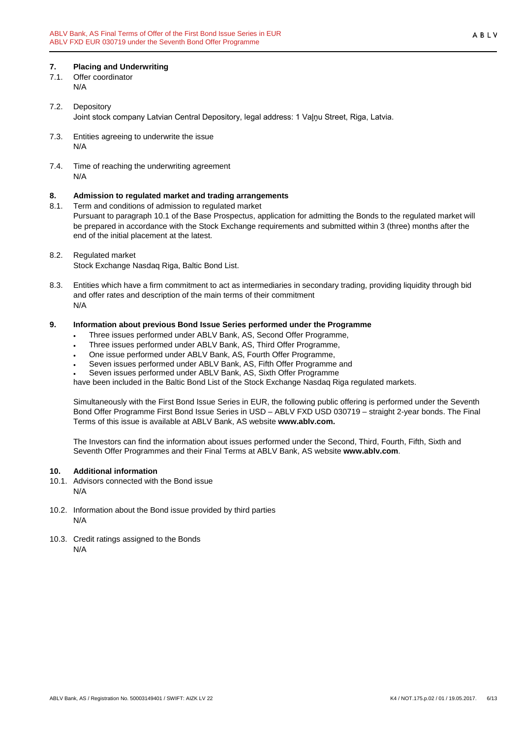## 7. Placing and Underwriting

7.1. Offer coordinator
N/A

7.2. Depository
Joint stock company Latvian Central Depository, legal address: 1 Vaļņu Street, Riga, Latvia.

7.3. Entities agreeing to underwrite the issue
N/A

7.4. Time of reaching the underwriting agreement
N/A

## 8. Admission to regulated market and trading arrangements

8.1. Term and conditions of admission to regulated market
Pursuant to paragraph 10.1 of the Base Prospectus, application for admitting the Bonds to the regulated market will be prepared in accordance with the Stock Exchange requirements and submitted within 3 (three) months after the end of the initial placement at the latest.

8.2. Regulated market
Stock Exchange Nasdaq Riga, Baltic Bond List.

8.3. Entities which have a firm commitment to act as intermediaries in secondary trading, providing liquidity through bid and offer rates and description of the main terms of their commitment
N/A

## 9. Information about previous Bond Issue Series performed under the Programme

- Three issues performed under ABLV Bank, AS, Second Offer Programme,
- Three issues performed under ABLV Bank, AS, Third Offer Programme,
- One issue performed under ABLV Bank, AS, Fourth Offer Programme,
- Seven issues performed under ABLV Bank, AS, Fifth Offer Programme and
- Seven issues performed under ABLV Bank, AS, Sixth Offer Programme

have been included in the Baltic Bond List of the Stock Exchange Nasdaq Riga regulated markets.

Simultaneously with the First Bond Issue Series in EUR, the following public offering is performed under the Seventh Bond Offer Programme First Bond Issue Series in USD – ABLV FXD USD 030719 – straight 2-year bonds. The Final Terms of this issue is available at ABLV Bank, AS website **www.ablv.com.**

The Investors can find the information about issues performed under the Second, Third, Fourth, Fifth, Sixth and Seventh Offer Programmes and their Final Terms at ABLV Bank, AS website **www.ablv.com**.

## 10. Additional information

10.1. Advisors connected with the Bond issue
N/A

10.2. Information about the Bond issue provided by third parties
N/A

10.3. Credit ratings assigned to the Bonds
N/A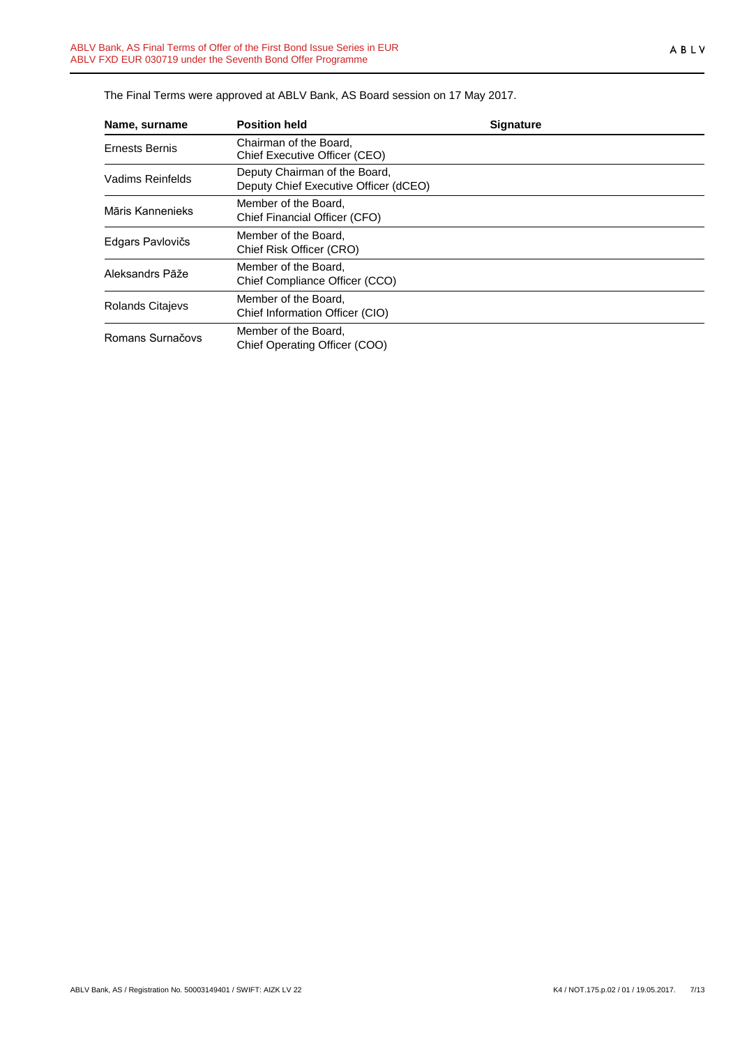The Final Terms were approved at ABLV Bank, AS Board session on 17 May 2017.

| Name, surname | Position held | Signature |
| --- | --- | --- |
| Ernests Bernis | Chairman of the Board, Chief Executive Officer (CEO) | |
| Vadims Reinfelds | Deputy Chairman of the Board, Deputy Chief Executive Officer (dCEO) | |
| Māris Kannenieks | Member of the Board, Chief Financial Officer (CFO) | |
| Edgars Pavlovičs | Member of the Board, Chief Risk Officer (CRO) | |
| Aleksandrs Pāže | Member of the Board, Chief Compliance Officer (CCO) | |
| Rolands Citajevs | Member of the Board, Chief Information Officer (CIO) | |
| Romans Surnačovs | Member of the Board, Chief Operating Officer (COO) | |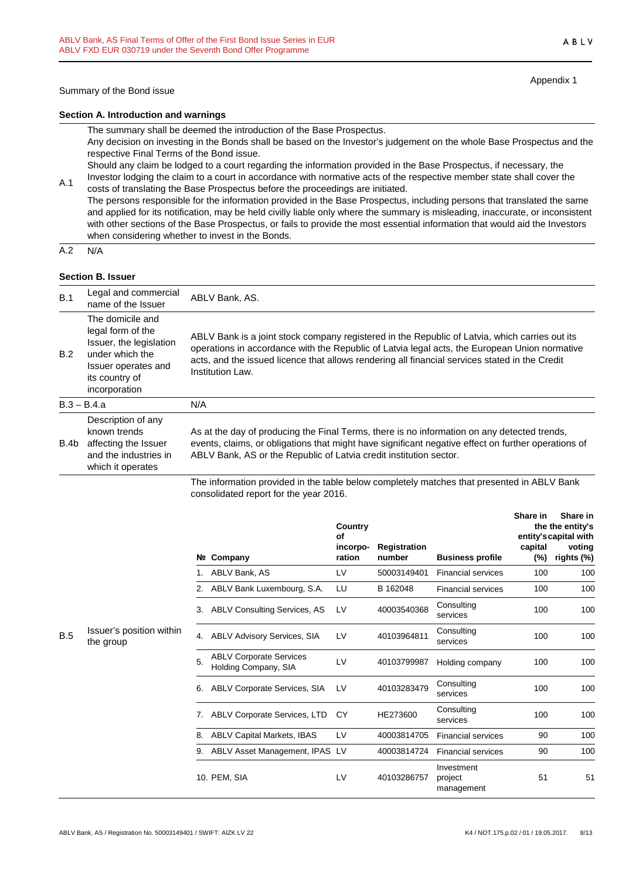Appendix 1

Summary of the Bond issue

**Section A. Introduction and warnings**

| | |
|---|---|
| A.1 | The summary shall be deemed the introduction of the Base Prospectus.<br>Any decision on investing in the Bonds shall be based on the Investor's judgement on the whole Base Prospectus and the respective Final Terms of the Bond issue.<br>Should any claim be lodged to a court regarding the information provided in the Base Prospectus, if necessary, the Investor lodging the claim to a court in accordance with normative acts of the respective member state shall cover the costs of translating the Base Prospectus before the proceedings are initiated.<br>The persons responsible for the information provided in the Base Prospectus, including persons that translated the same and applied for its notification, may be held civilly liable only where the summary is misleading, inaccurate, or inconsistent with other sections of the Base Prospectus, or fails to provide the most essential information that would aid the Investors when considering whether to invest in the Bonds. |
| A.2 | N/A |

**Section B. Issuer**

| | | |
|---|---|---|
| B.1 | Legal and commercial name of the Issuer | ABLV Bank, AS. |
| B.2 | The domicile and legal form of the Issuer, the legislation under which the Issuer operates and its country of incorporation | ABLV Bank is a joint stock company registered in the Republic of Latvia, which carries out its operations in accordance with the Republic of Latvia legal acts, the European Union normative acts, and the issued licence that allows rendering all financial services stated in the Credit Institution Law. |
| B.3 – B.4.a | | N/A |
| B.4b | Description of any known trends affecting the Issuer and the industries in which it operates | As at the day of producing the Final Terms, there is no information on any detected trends, events, claims, or obligations that might have significant negative effect on further operations of ABLV Bank, AS or the Republic of Latvia credit institution sector. |
| B.5 | Issuer's position within the group | The information provided in the table below completely matches that presented in ABLV Bank consolidated report for the year 2016. |

| № | Company | Country of incorpo-ration | Registration number | Business profile | Share in the entity's capital (%) | Share in the entity's capital with voting rights (%) |
|---|---|---|---|---|---|---|
| 1. | ABLV Bank, AS | LV | 50003149401 | Financial services | 100 | 100 |
| 2. | ABLV Bank Luxembourg, S.A. | LU | B 162048 | Financial services | 100 | 100 |
| 3. | ABLV Consulting Services, AS | LV | 40003540368 | Consulting services | 100 | 100 |
| 4. | ABLV Advisory Services, SIA | LV | 40103964811 | Consulting services | 100 | 100 |
| 5. | ABLV Corporate Services Holding Company, SIA | LV | 40103799987 | Holding company | 100 | 100 |
| 6. | ABLV Corporate Services, SIA | LV | 40103283479 | Consulting services | 100 | 100 |
| 7. | ABLV Corporate Services, LTD | CY | HE273600 | Consulting services | 100 | 100 |
| 8. | ABLV Capital Markets, IBAS | LV | 40003814705 | Financial services | 90 | 100 |
| 9. | ABLV Asset Management, IPAS | LV | 40003814724 | Financial services | 90 | 100 |
| 10. | PEM, SIA | LV | 40103286757 | Investment project management | 51 | 51 |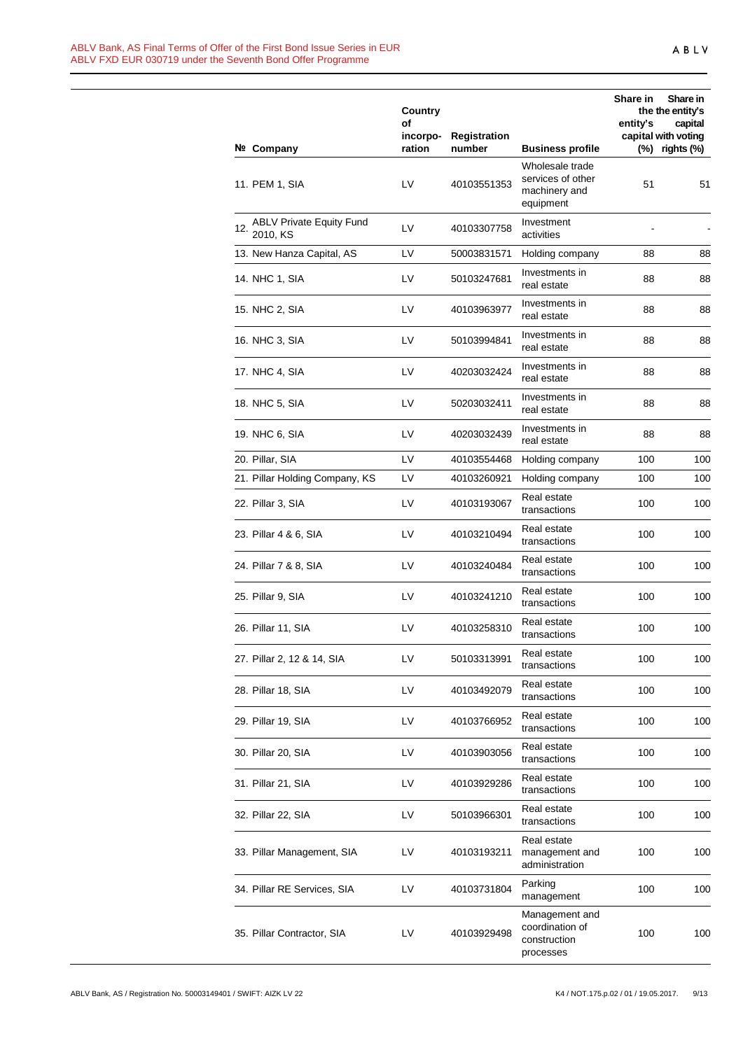| № | Company | Country of incorpo-ration | Registration number | Business profile | Share in the entity's capital (%) | Share in the entity's capital with voting rights (%) |
|---|---|---|---|---|---|---|
| 11. | PEM 1, SIA | LV | 40103551353 | Wholesale trade services of other machinery and equipment | 51 | 51 |
| 12. | ABLV Private Equity Fund 2010, KS | LV | 40103307758 | Investment activities | - | - |
| 13. | New Hanza Capital, AS | LV | 50003831571 | Holding company | 88 | 88 |
| 14. | NHC 1, SIA | LV | 50103247681 | Investments in real estate | 88 | 88 |
| 15. | NHC 2, SIA | LV | 40103963977 | Investments in real estate | 88 | 88 |
| 16. | NHC 3, SIA | LV | 50103994841 | Investments in real estate | 88 | 88 |
| 17. | NHC 4, SIA | LV | 40203032424 | Investments in real estate | 88 | 88 |
| 18. | NHC 5, SIA | LV | 50203032411 | Investments in real estate | 88 | 88 |
| 19. | NHC 6, SIA | LV | 40203032439 | Investments in real estate | 88 | 88 |
| 20. | Pillar, SIA | LV | 40103554468 | Holding company | 100 | 100 |
| 21. | Pillar Holding Company, KS | LV | 40103260921 | Holding company | 100 | 100 |
| 22. | Pillar 3, SIA | LV | 40103193067 | Real estate transactions | 100 | 100 |
| 23. | Pillar 4 & 6, SIA | LV | 40103210494 | Real estate transactions | 100 | 100 |
| 24. | Pillar 7 & 8, SIA | LV | 40103240484 | Real estate transactions | 100 | 100 |
| 25. | Pillar 9, SIA | LV | 40103241210 | Real estate transactions | 100 | 100 |
| 26. | Pillar 11, SIA | LV | 40103258310 | Real estate transactions | 100 | 100 |
| 27. | Pillar 2, 12 & 14, SIA | LV | 50103313991 | Real estate transactions | 100 | 100 |
| 28. | Pillar 18, SIA | LV | 40103492079 | Real estate transactions | 100 | 100 |
| 29. | Pillar 19, SIA | LV | 40103766952 | Real estate transactions | 100 | 100 |
| 30. | Pillar 20, SIA | LV | 40103903056 | Real estate transactions | 100 | 100 |
| 31. | Pillar 21, SIA | LV | 40103929286 | Real estate transactions | 100 | 100 |
| 32. | Pillar 22, SIA | LV | 50103966301 | Real estate transactions | 100 | 100 |
| 33. | Pillar Management, SIA | LV | 40103193211 | Real estate management and administration | 100 | 100 |
| 34. | Pillar RE Services, SIA | LV | 40103731804 | Parking management | 100 | 100 |
| 35. | Pillar Contractor, SIA | LV | 40103929498 | Management and coordination of construction processes | 100 | 100 |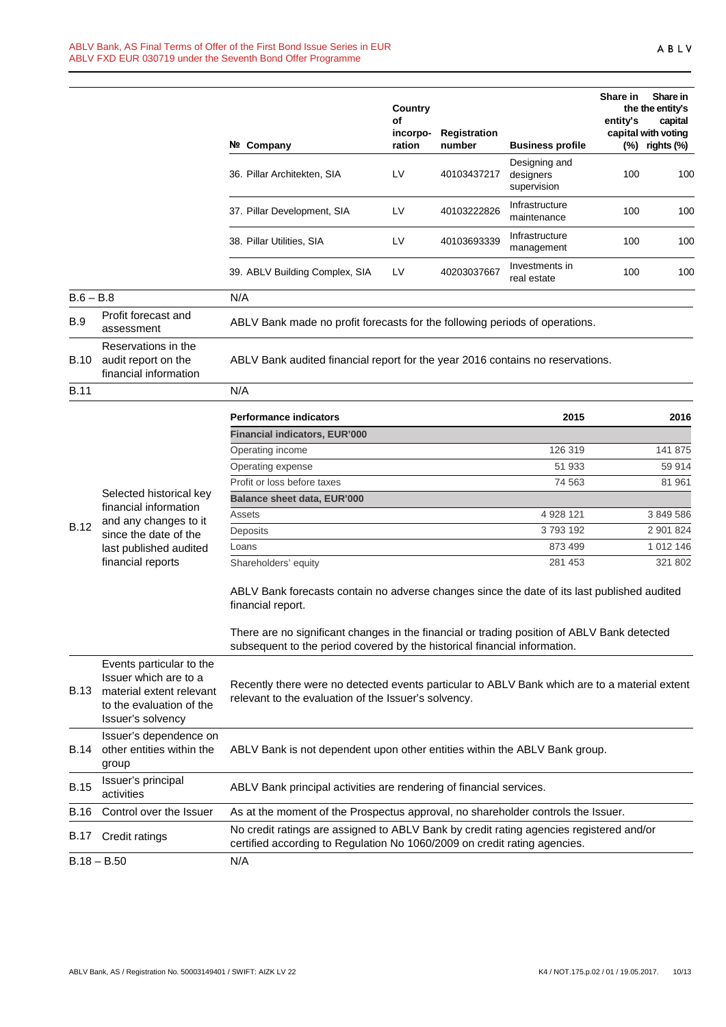| № | Company | Country of incorpo-ration | Registration number | Business profile | Share in the entity's capital (%) | Share in the entity's capital with voting rights (%) |
|---|---|---|---|---|---|---|
| 36. | Pillar Architekten, SIA | LV | 40103437217 | Designing and designers supervision | 100 | 100 |
| 37. | Pillar Development, SIA | LV | 40103222826 | Infrastructure maintenance | 100 | 100 |
| 38. | Pillar Utilities, SIA | LV | 40103693339 | Infrastructure management | 100 | 100 |
| 39. | ABLV Building Complex, SIA | LV | 40203037667 | Investments in real estate | 100 | 100 |

| | | |
|---|---|---|
| B.6 – B.8 | | N/A |
| B.9 | Profit forecast and assessment | ABLV Bank made no profit forecasts for the following periods of operations. |
| B.10 | Reservations in the audit report on the financial information | ABLV Bank audited financial report for the year 2016 contains no reservations. |
| B.11 | | N/A |
| B.12 | Selected historical key financial information and any changes to it since the date of the last published audited financial reports | (see table and text below) |

| Performance indicators | 2015 | 2016 |
|---|---|---|
| **Financial indicators, EUR'000** | | |
| Operating income | 126 319 | 141 875 |
| Operating expense | 51 933 | 59 914 |
| Profit or loss before taxes | 74 563 | 81 961 |
| **Balance sheet data, EUR'000** | | |
| Assets | 4 928 121 | 3 849 586 |
| Deposits | 3 793 192 | 2 901 824 |
| Loans | 873 499 | 1 012 146 |
| Shareholders' equity | 281 453 | 321 802 |

ABLV Bank forecasts contain no adverse changes since the date of its last published audited financial report.

There are no significant changes in the financial or trading position of ABLV Bank detected subsequent to the period covered by the historical financial information.

| | | |
|---|---|---|
| B.13 | Events particular to the Issuer which are to a material extent relevant to the evaluation of the Issuer's solvency | Recently there were no detected events particular to ABLV Bank which are to a material extent relevant to the evaluation of the Issuer's solvency. |
| B.14 | Issuer's dependence on other entities within the group | ABLV Bank is not dependent upon other entities within the ABLV Bank group. |
| B.15 | Issuer's principal activities | ABLV Bank principal activities are rendering of financial services. |
| B.16 | Control over the Issuer | As at the moment of the Prospectus approval, no shareholder controls the Issuer. |
| B.17 | Credit ratings | No credit ratings are assigned to ABLV Bank by credit rating agencies registered and/or certified according to Regulation No 1060/2009 on credit rating agencies. |
| B.18 – B.50 | | N/A |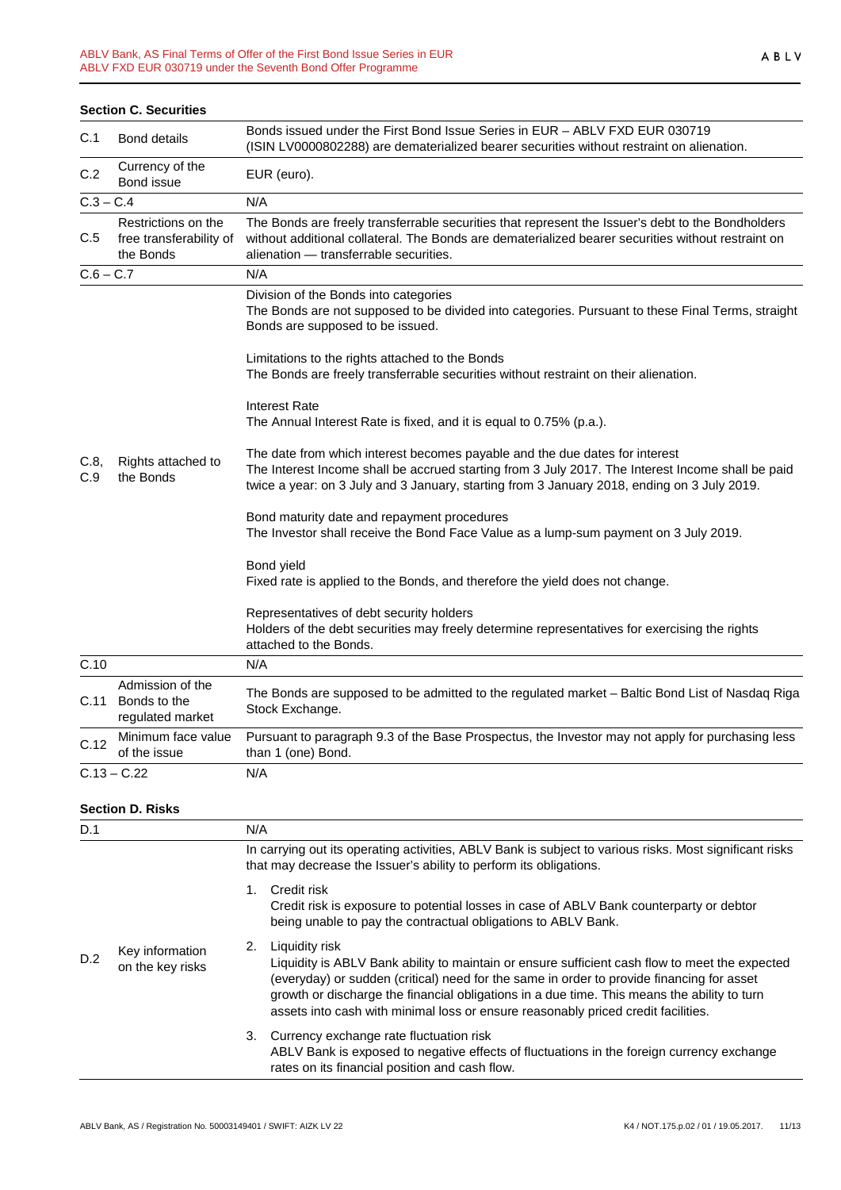## Section C. Securities

| | | |
|---|---|---|
| C.1 | Bond details | Bonds issued under the First Bond Issue Series in EUR – ABLV FXD EUR 030719 (ISIN LV0000802288) are dematerialized bearer securities without restraint on alienation. |
| C.2 | Currency of the Bond issue | EUR (euro). |
| C.3 – C.4 | | N/A |
| C.5 | Restrictions on the free transferability of the Bonds | The Bonds are freely transferrable securities that represent the Issuer's debt to the Bondholders without additional collateral. The Bonds are dematerialized bearer securities without restraint on alienation — transferrable securities. |
| C.6 – C.7 | | N/A |
| C.8, C.9 | Rights attached to the Bonds | Division of the Bonds into categories<br>The Bonds are not supposed to be divided into categories. Pursuant to these Final Terms, straight Bonds are supposed to be issued.<br><br>Limitations to the rights attached to the Bonds<br>The Bonds are freely transferrable securities without restraint on their alienation.<br><br>Interest Rate<br>The Annual Interest Rate is fixed, and it is equal to 0.75% (p.a.).<br><br>The date from which interest becomes payable and the due dates for interest<br>The Interest Income shall be accrued starting from 3 July 2017. The Interest Income shall be paid twice a year: on 3 July and 3 January, starting from 3 January 2018, ending on 3 July 2019.<br><br>Bond maturity date and repayment procedures<br>The Investor shall receive the Bond Face Value as a lump-sum payment on 3 July 2019.<br><br>Bond yield<br>Fixed rate is applied to the Bonds, and therefore the yield does not change.<br><br>Representatives of debt security holders<br>Holders of the debt securities may freely determine representatives for exercising the rights attached to the Bonds. |
| C.10 | | N/A |
| C.11 | Admission of the Bonds to the regulated market | The Bonds are supposed to be admitted to the regulated market – Baltic Bond List of Nasdaq Riga Stock Exchange. |
| C.12 | Minimum face value of the issue | Pursuant to paragraph 9.3 of the Base Prospectus, the Investor may not apply for purchasing less than 1 (one) Bond. |
| C.13 – C.22 | | N/A |

## Section D. Risks

| | | |
|---|---|---|
| D.1 | | N/A |
| D.2 | Key information on the key risks | In carrying out its operating activities, ABLV Bank is subject to various risks. Most significant risks that may decrease the Issuer's ability to perform its obligations.<br><br>1. Credit risk<br>Credit risk is exposure to potential losses in case of ABLV Bank counterparty or debtor being unable to pay the contractual obligations to ABLV Bank.<br><br>2. Liquidity risk<br>Liquidity is ABLV Bank ability to maintain or ensure sufficient cash flow to meet the expected (everyday) or sudden (critical) need for the same in order to provide financing for asset growth or discharge the financial obligations in a due time. This means the ability to turn assets into cash with minimal loss or ensure reasonably priced credit facilities.<br><br>3. Currency exchange rate fluctuation risk<br>ABLV Bank is exposed to negative effects of fluctuations in the foreign currency exchange rates on its financial position and cash flow. |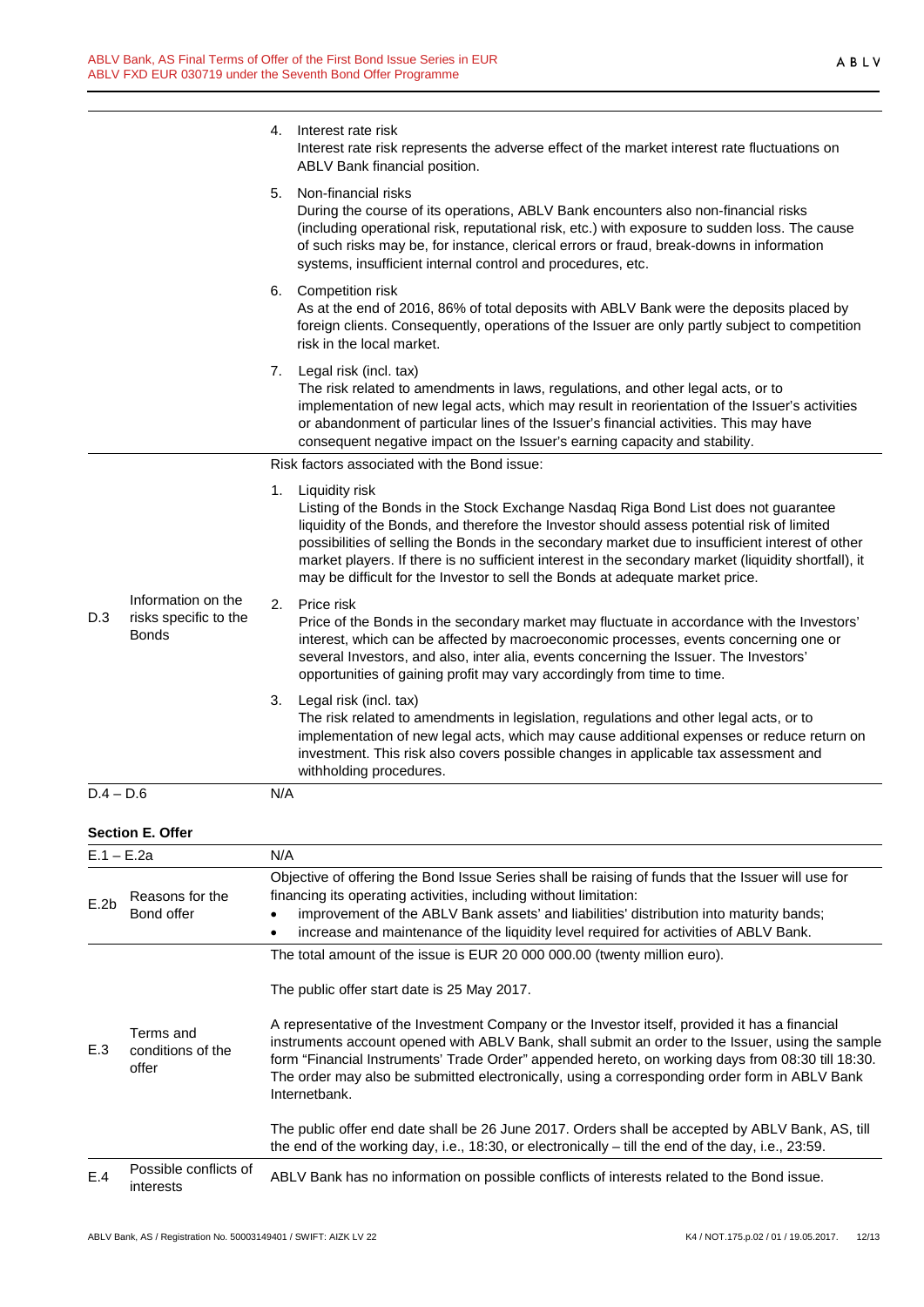| | | |
|---|---|---|
| | | 4. Interest rate risk<br>Interest rate risk represents the adverse effect of the market interest rate fluctuations on ABLV Bank financial position.<br><br>5. Non-financial risks<br>During the course of its operations, ABLV Bank encounters also non-financial risks (including operational risk, reputational risk, etc.) with exposure to sudden loss. The cause of such risks may be, for instance, clerical errors or fraud, break-downs in information systems, insufficient internal control and procedures, etc.<br><br>6. Competition risk<br>As at the end of 2016, 86% of total deposits with ABLV Bank were the deposits placed by foreign clients. Consequently, operations of the Issuer are only partly subject to competition risk in the local market.<br><br>7. Legal risk (incl. tax)<br>The risk related to amendments in laws, regulations, and other legal acts, or to implementation of new legal acts, which may result in reorientation of the Issuer's activities or abandonment of particular lines of the Issuer's financial activities. This may have consequent negative impact on the Issuer's earning capacity and stability. |
| D.3 | Information on the risks specific to the Bonds | Risk factors associated with the Bond issue:<br><br>1. Liquidity risk<br>Listing of the Bonds in the Stock Exchange Nasdaq Riga Bond List does not guarantee liquidity of the Bonds, and therefore the Investor should assess potential risk of limited possibilities of selling the Bonds in the secondary market due to insufficient interest of other market players. If there is no sufficient interest in the secondary market (liquidity shortfall), it may be difficult for the Investor to sell the Bonds at adequate market price.<br><br>2. Price risk<br>Price of the Bonds in the secondary market may fluctuate in accordance with the Investors' interest, which can be affected by macroeconomic processes, events concerning one or several Investors, and also, inter alia, events concerning the Issuer. The Investors' opportunities of gaining profit may vary accordingly from time to time.<br><br>3. Legal risk (incl. tax)<br>The risk related to amendments in legislation, regulations and other legal acts, or to implementation of new legal acts, which may cause additional expenses or reduce return on investment. This risk also covers possible changes in applicable tax assessment and withholding procedures. |
| D.4 – D.6 | | N/A |

**Section E. Offer**

| | | |
|---|---|---|
| E.1 – E.2a | | N/A |
| E.2b | Reasons for the Bond offer | Objective of offering the Bond Issue Series shall be raising of funds that the Issuer will use for financing its operating activities, including without limitation:<br>• improvement of the ABLV Bank assets' and liabilities' distribution into maturity bands;<br>• increase and maintenance of the liquidity level required for activities of ABLV Bank. |
| E.3 | Terms and conditions of the offer | The total amount of the issue is EUR 20 000 000.00 (twenty million euro).<br><br>The public offer start date is 25 May 2017.<br><br>A representative of the Investment Company or the Investor itself, provided it has a financial instruments account opened with ABLV Bank, shall submit an order to the Issuer, using the sample form "Financial Instruments' Trade Order" appended hereto, on working days from 08:30 till 18:30. The order may also be submitted electronically, using a corresponding order form in ABLV Bank Internetbank.<br><br>The public offer end date shall be 26 June 2017. Orders shall be accepted by ABLV Bank, AS, till the end of the working day, i.e., 18:30, or electronically – till the end of the day, i.e., 23:59. |
| E.4 | Possible conflicts of interests | ABLV Bank has no information on possible conflicts of interests related to the Bond issue. |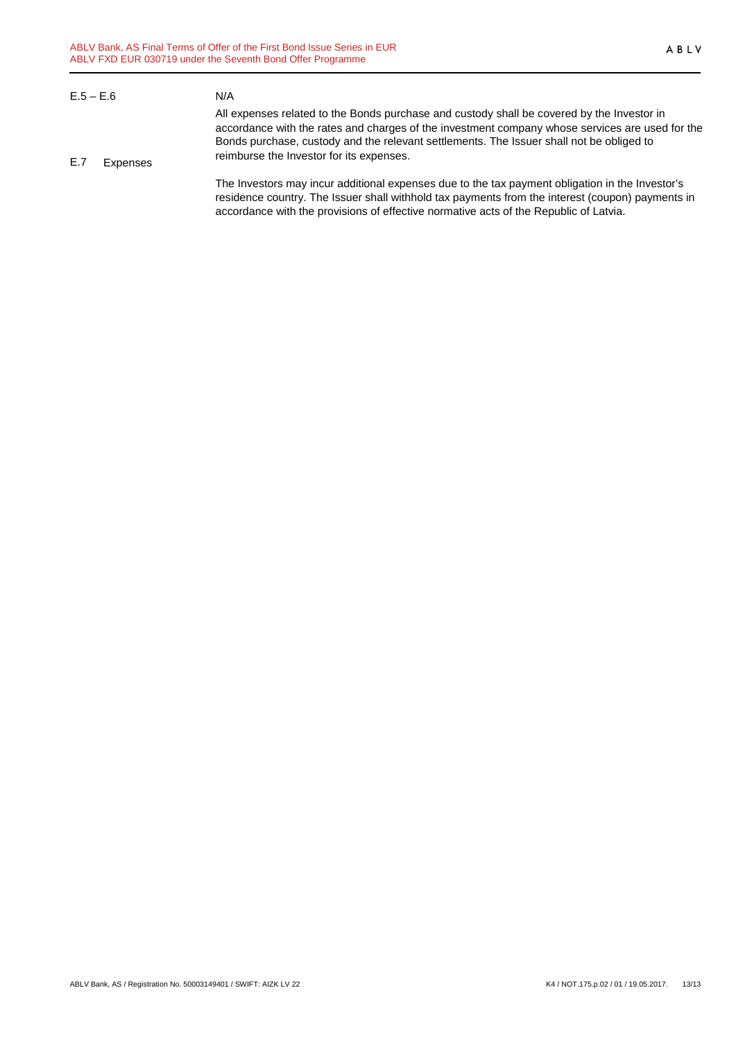| | | |
|---|---|---|
| E.5 – E.6 | | N/A |
| E.7 | Expenses | All expenses related to the Bonds purchase and custody shall be covered by the Investor in accordance with the rates and charges of the investment company whose services are used for the Bonds purchase, custody and the relevant settlements. The Issuer shall not be obliged to reimburse the Investor for its expenses.<br><br>The Investors may incur additional expenses due to the tax payment obligation in the Investor's residence country. The Issuer shall withhold tax payments from the interest (coupon) payments in accordance with the provisions of effective normative acts of the Republic of Latvia. |